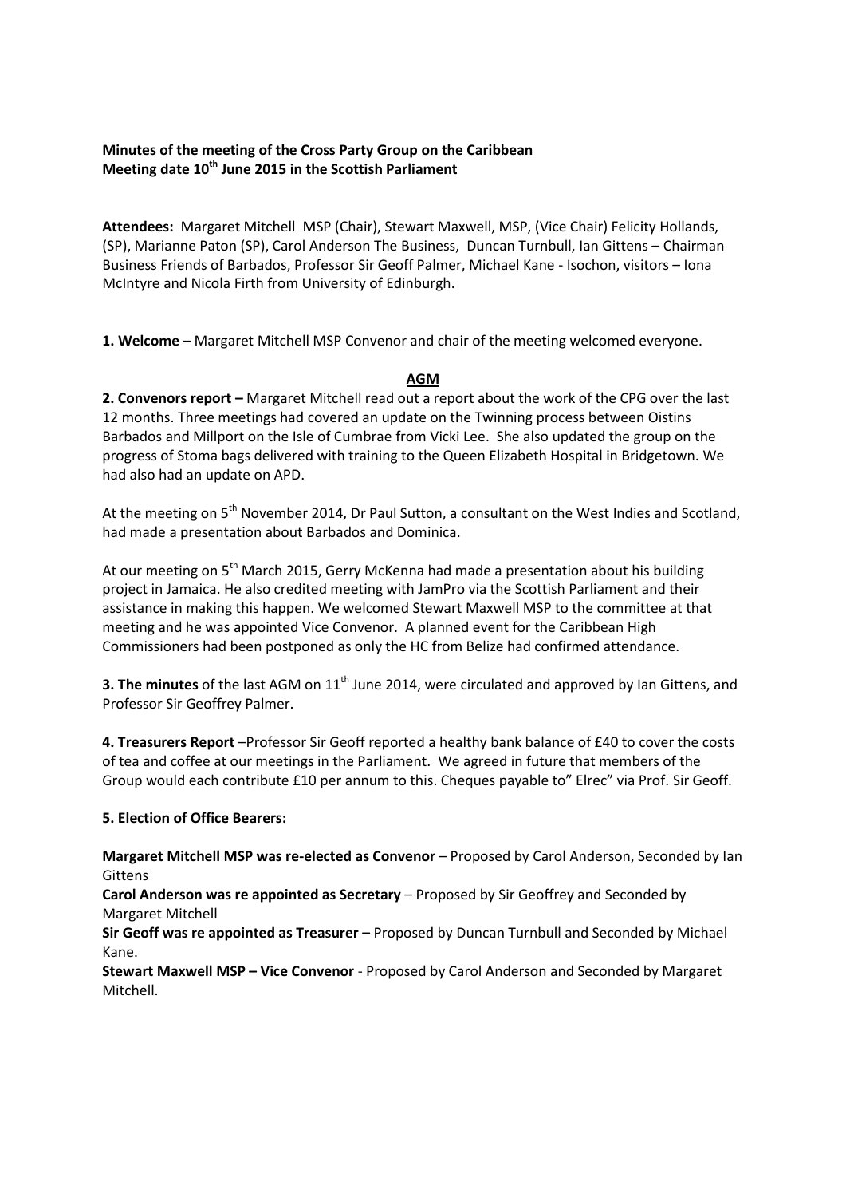**Minutes of the meeting of the Cross Party Group on the Caribbean**
**Meeting date 10th June 2015 in the Scottish Parliament**

**Attendees:** Margaret Mitchell MSP (Chair), Stewart Maxwell, MSP, (Vice Chair) Felicity Hollands, (SP), Marianne Paton (SP), Carol Anderson The Business, Duncan Turnbull, Ian Gittens – Chairman Business Friends of Barbados, Professor Sir Geoff Palmer, Michael Kane - Isochon, visitors – Iona McIntyre and Nicola Firth from University of Edinburgh.

**1. Welcome** – Margaret Mitchell MSP Convenor and chair of the meeting welcomed everyone.

**AGM**

**2. Convenors report –** Margaret Mitchell read out a report about the work of the CPG over the last 12 months. Three meetings had covered an update on the Twinning process between Oistins Barbados and Millport on the Isle of Cumbrae from Vicki Lee. She also updated the group on the progress of Stoma bags delivered with training to the Queen Elizabeth Hospital in Bridgetown. We had also had an update on APD.

At the meeting on 5th November 2014, Dr Paul Sutton, a consultant on the West Indies and Scotland, had made a presentation about Barbados and Dominica.

At our meeting on 5th March 2015, Gerry McKenna had made a presentation about his building project in Jamaica. He also credited meeting with JamPro via the Scottish Parliament and their assistance in making this happen. We welcomed Stewart Maxwell MSP to the committee at that meeting and he was appointed Vice Convenor. A planned event for the Caribbean High Commissioners had been postponed as only the HC from Belize had confirmed attendance.

**3. The minutes** of the last AGM on 11th June 2014, were circulated and approved by Ian Gittens, and Professor Sir Geoffrey Palmer.

**4. Treasurers Report** –Professor Sir Geoff reported a healthy bank balance of £40 to cover the costs of tea and coffee at our meetings in the Parliament. We agreed in future that members of the Group would each contribute £10 per annum to this. Cheques payable to" Elrec" via Prof. Sir Geoff.

**5. Election of Office Bearers:**

**Margaret Mitchell MSP was re-elected as Convenor** – Proposed by Carol Anderson, Seconded by Ian Gittens

**Carol Anderson was re appointed as Secretary** – Proposed by Sir Geoffrey and Seconded by Margaret Mitchell

**Sir Geoff was re appointed as Treasurer –** Proposed by Duncan Turnbull and Seconded by Michael Kane.

**Stewart Maxwell MSP – Vice Convenor** - Proposed by Carol Anderson and Seconded by Margaret Mitchell.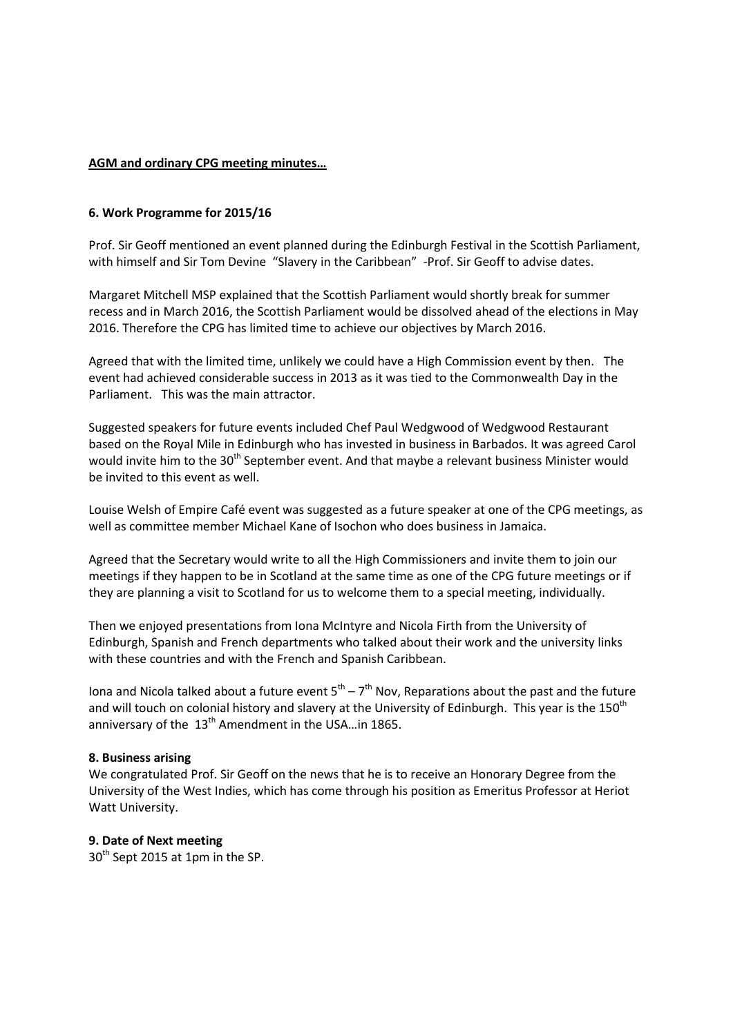**AGM and ordinary CPG meeting minutes…**

**6. Work Programme for 2015/16**

Prof. Sir Geoff mentioned an event planned during the Edinburgh Festival in the Scottish Parliament, with himself and Sir Tom Devine "Slavery in the Caribbean" -Prof. Sir Geoff to advise dates.

Margaret Mitchell MSP explained that the Scottish Parliament would shortly break for summer recess and in March 2016, the Scottish Parliament would be dissolved ahead of the elections in May 2016. Therefore the CPG has limited time to achieve our objectives by March 2016.

Agreed that with the limited time, unlikely we could have a High Commission event by then. The event had achieved considerable success in 2013 as it was tied to the Commonwealth Day in the Parliament. This was the main attractor.

Suggested speakers for future events included Chef Paul Wedgwood of Wedgwood Restaurant based on the Royal Mile in Edinburgh who has invested in business in Barbados. It was agreed Carol would invite him to the 30th September event. And that maybe a relevant business Minister would be invited to this event as well.

Louise Welsh of Empire Café event was suggested as a future speaker at one of the CPG meetings, as well as committee member Michael Kane of Isochon who does business in Jamaica.

Agreed that the Secretary would write to all the High Commissioners and invite them to join our meetings if they happen to be in Scotland at the same time as one of the CPG future meetings or if they are planning a visit to Scotland for us to welcome them to a special meeting, individually.

Then we enjoyed presentations from Iona McIntyre and Nicola Firth from the University of Edinburgh, Spanish and French departments who talked about their work and the university links with these countries and with the French and Spanish Caribbean.

Iona and Nicola talked about a future event 5th – 7th Nov, Reparations about the past and the future and will touch on colonial history and slavery at the University of Edinburgh. This year is the 150th anniversary of the 13th Amendment in the USA…in 1865.

**8. Business arising**

We congratulated Prof. Sir Geoff on the news that he is to receive an Honorary Degree from the University of the West Indies, which has come through his position as Emeritus Professor at Heriot Watt University.

**9. Date of Next meeting**

30th Sept 2015 at 1pm in the SP.